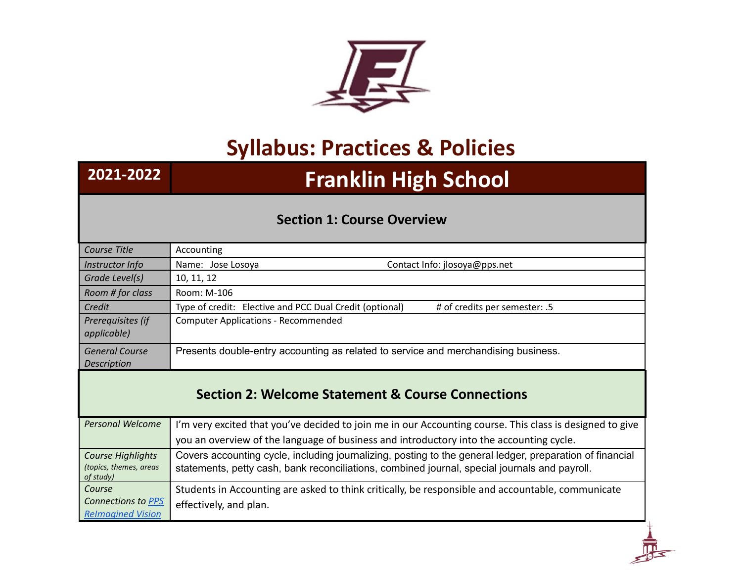# Syllabus: Practices & Policies

| 2021-2022 | Franklin High School |
|---|---|

## Section 1: Course Overview

| | |
|---|---|
| *Course Title* | Accounting |
| *Instructor Info* | Name: Jose Losoya Contact Info: jlosoya@pps.net |
| *Grade Level(s)* | 10, 11, 12 |
| *Room # for class* | Room: M-106 |
| *Credit* | Type of credit: Elective and PCC Dual Credit (optional) # of credits per semester: .5 |
| *Prerequisites (if applicable)* | Computer Applications - Recommended |
| *General Course Description* | Presents double-entry accounting as related to service and merchandising business. |

## Section 2: Welcome Statement & Course Connections

| | |
|---|---|
| *Personal Welcome* | I'm very excited that you've decided to join me in our Accounting course. This class is designed to give you an overview of the language of business and introductory into the accounting cycle. |
| *Course Highlights* *(topics, themes, areas of study)* | Covers accounting cycle, including journalizing, posting to the general ledger, preparation of financial statements, petty cash, bank reconciliations, combined journal, special journals and payroll. |
| *Course Connections to [PPS ReImagined Vision]()* | Students in Accounting are asked to think critically, be responsible and accountable, communicate effectively, and plan. |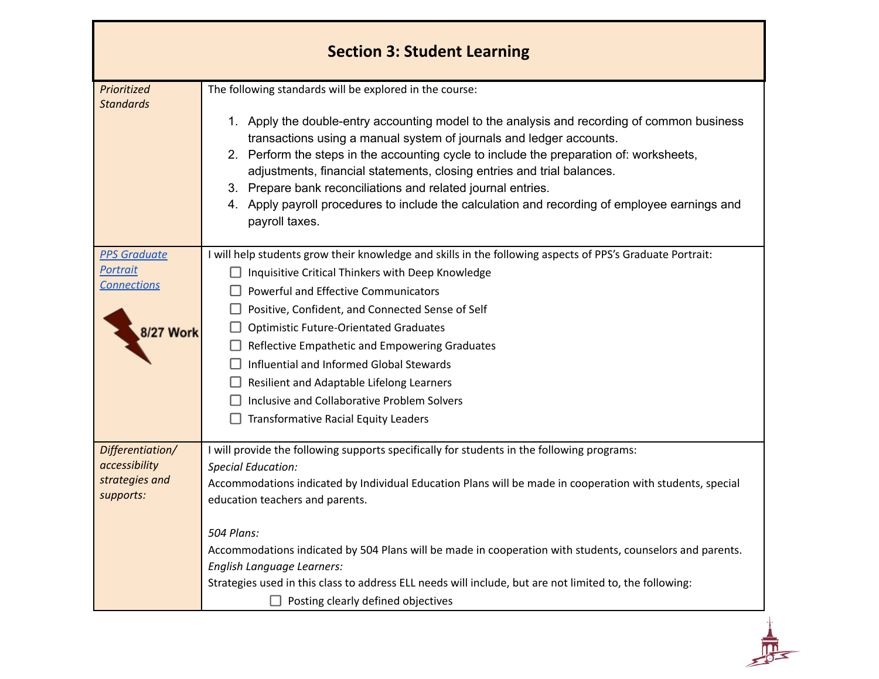## Section 3: Student Learning

| | |
|---|---|
| *Prioritized Standards* | The following standards will be explored in the course:<br><br>1. Apply the double-entry accounting model to the analysis and recording of common business transactions using a manual system of journals and ledger accounts.<br>2. Perform the steps in the accounting cycle to include the preparation of: worksheets, adjustments, financial statements, closing entries and trial balances.<br>3. Prepare bank reconciliations and related journal entries.<br>4. Apply payroll procedures to include the calculation and recording of employee earnings and payroll taxes. |
| *PPS Graduate Portrait Connections*<br><br>8/27 Work | I will help students grow their knowledge and skills in the following aspects of PPS's Graduate Portrait:<br>☐ Inquisitive Critical Thinkers with Deep Knowledge<br>☐ Powerful and Effective Communicators<br>☐ Positive, Confident, and Connected Sense of Self<br>☐ Optimistic Future-Orientated Graduates<br>☐ Reflective Empathetic and Empowering Graduates<br>☐ Influential and Informed Global Stewards<br>☐ Resilient and Adaptable Lifelong Learners<br>☐ Inclusive and Collaborative Problem Solvers<br>☐ Transformative Racial Equity Leaders |
| *Differentiation/ accessibility strategies and supports:* | I will provide the following supports specifically for students in the following programs:<br>*Special Education:*<br>Accommodations indicated by Individual Education Plans will be made in cooperation with students, special education teachers and parents.<br><br>*504 Plans:*<br>Accommodations indicated by 504 Plans will be made in cooperation with students, counselors and parents.<br>*English Language Learners:*<br>Strategies used in this class to address ELL needs will include, but are not limited to, the following:<br>☐ Posting clearly defined objectives |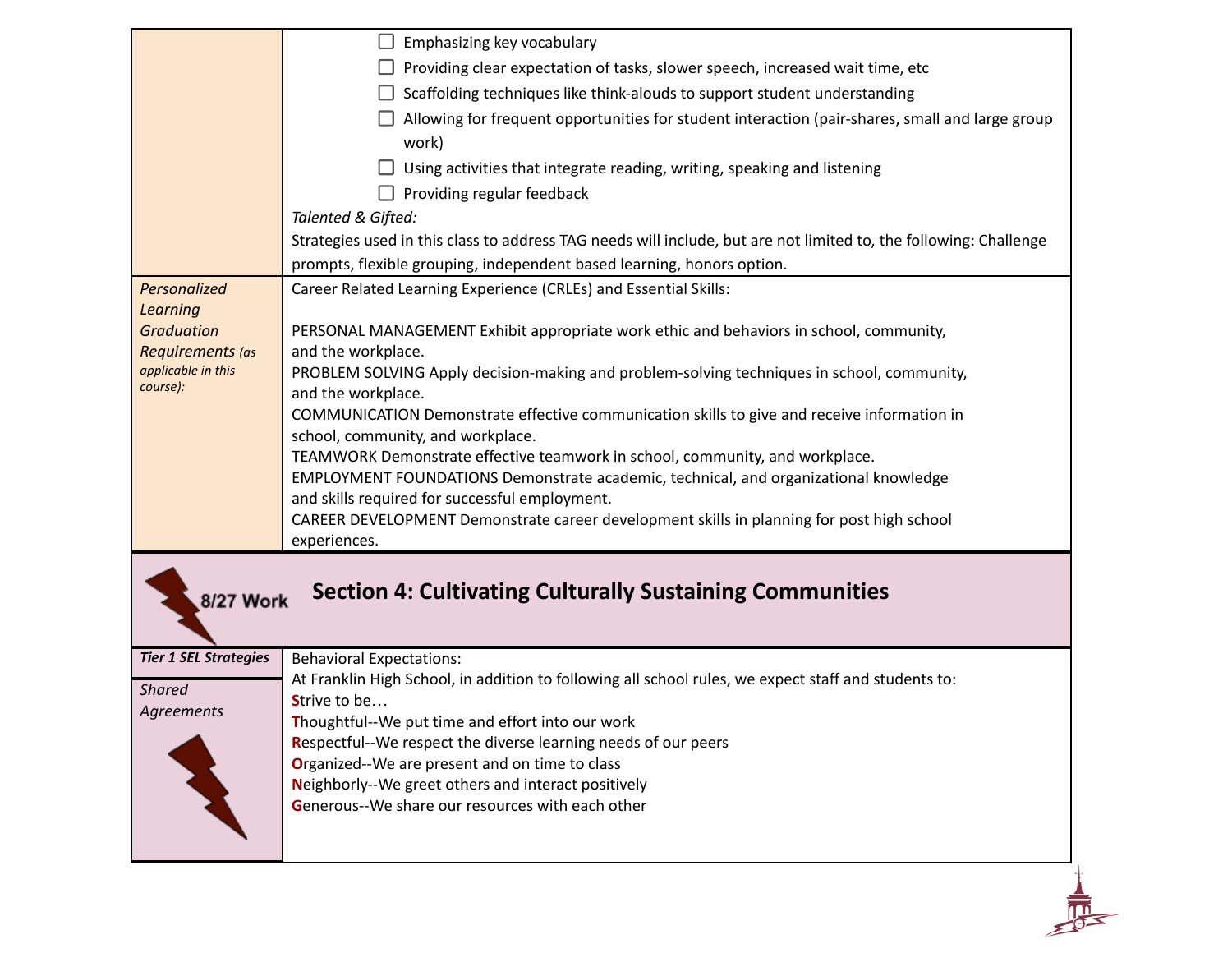| | |
|---|---|
| | ☐ Emphasizing key vocabulary<br>☐ Providing clear expectation of tasks, slower speech, increased wait time, etc<br>☐ Scaffolding techniques like think-alouds to support student understanding<br>☐ Allowing for frequent opportunities for student interaction (pair-shares, small and large group work)<br>☐ Using activities that integrate reading, writing, speaking and listening<br>☐ Providing regular feedback<br>*Talented & Gifted:*<br>Strategies used in this class to address TAG needs will include, but are not limited to, the following: Challenge prompts, flexible grouping, independent based learning, honors option. |
| *Personalized Learning Graduation Requirements (as applicable in this course):* | Career Related Learning Experience (CRLEs) and Essential Skills:<br><br>PERSONAL MANAGEMENT Exhibit appropriate work ethic and behaviors in school, community, and the workplace.<br>PROBLEM SOLVING Apply decision-making and problem-solving techniques in school, community, and the workplace.<br>COMMUNICATION Demonstrate effective communication skills to give and receive information in school, community, and workplace.<br>TEAMWORK Demonstrate effective teamwork in school, community, and workplace.<br>EMPLOYMENT FOUNDATIONS Demonstrate academic, technical, and organizational knowledge and skills required for successful employment.<br>CAREER DEVELOPMENT Demonstrate career development skills in planning for post high school experiences. |

8/27 Work

## Section 4: Cultivating Culturally Sustaining Communities

| | |
|---|---|
| ***Tier 1 SEL Strategies***<br><br>*Shared Agreements* | Behavioral Expectations:<br>At Franklin High School, in addition to following all school rules, we expect staff and students to:<br>**S**trive to be…<br>**T**houghtful--We put time and effort into our work<br>**R**espectful--We respect the diverse learning needs of our peers<br>**O**rganized--We are present and on time to class<br>**N**eighborly--We greet others and interact positively<br>**G**enerous--We share our resources with each other |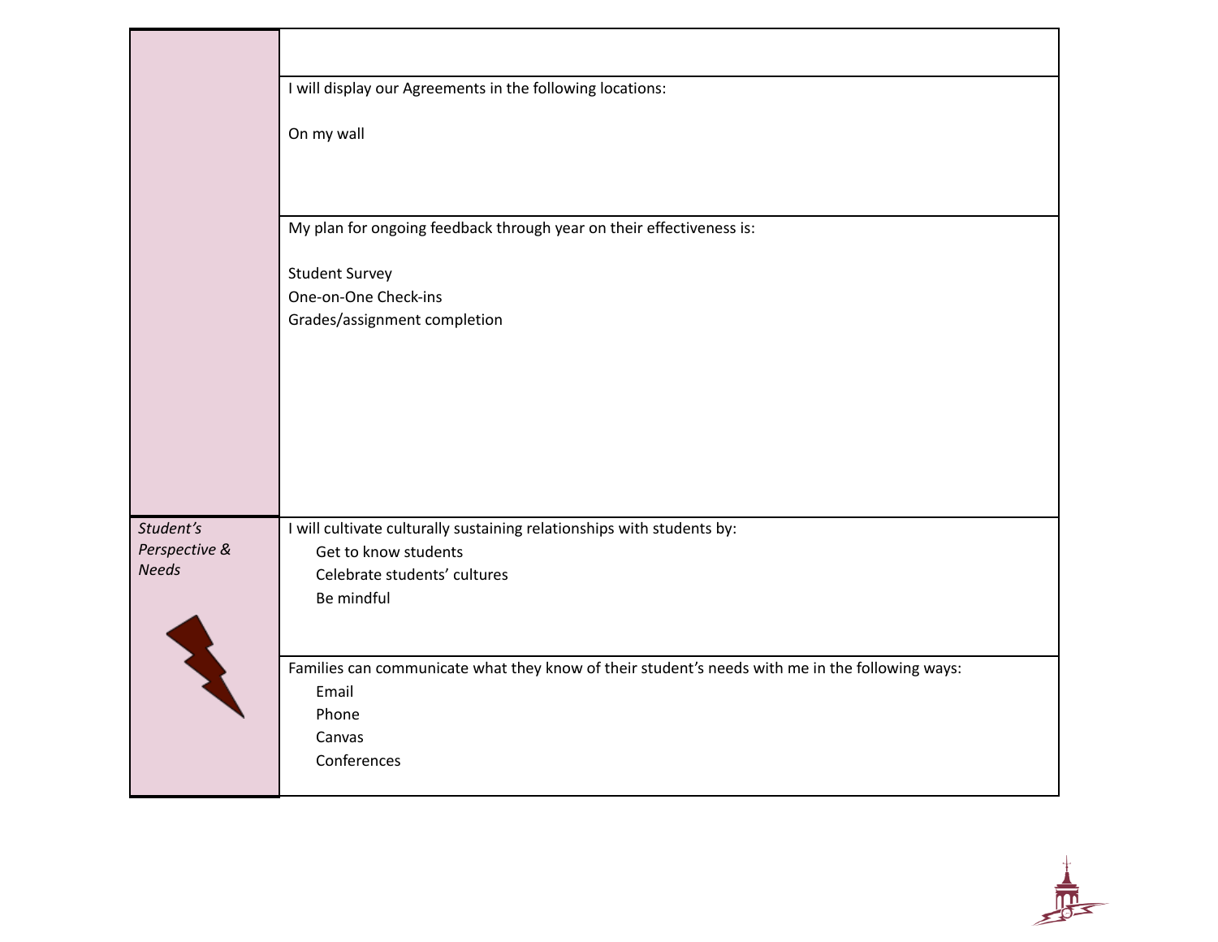| | |
|---|---|
| | |
| | I will display our Agreements in the following locations:<br><br>On my wall |
| | My plan for ongoing feedback through year on their effectiveness is:<br><br>Student Survey<br>One-on-One Check-ins<br>Grades/assignment completion |
| *Student's Perspective & Needs* | I will cultivate culturally sustaining relationships with students by:<br>Get to know students<br>Celebrate students' cultures<br>Be mindful |
| | Families can communicate what they know of their student's needs with me in the following ways:<br>Email<br>Phone<br>Canvas<br>Conferences |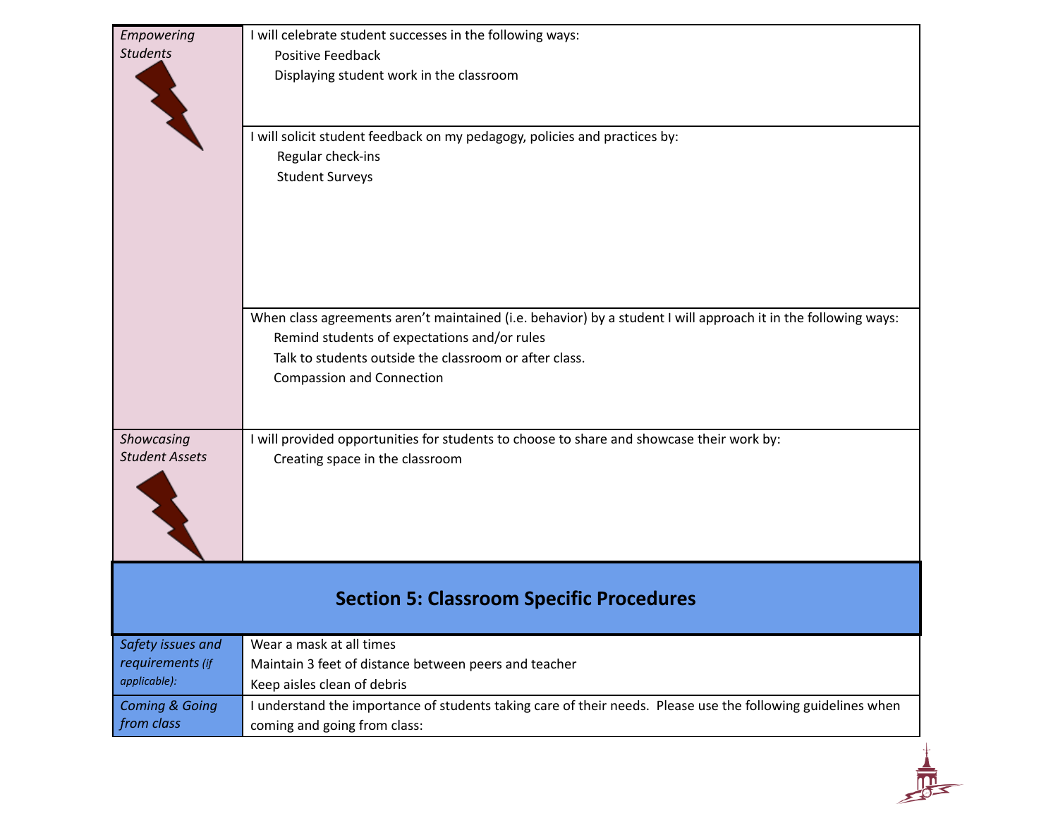| | |
|---|---|
| *Empowering Students* | I will celebrate student successes in the following ways:<br>Positive Feedback<br>Displaying student work in the classroom |
| | I will solicit student feedback on my pedagogy, policies and practices by:<br>Regular check-ins<br>Student Surveys |
| | When class agreements aren't maintained (i.e. behavior) by a student I will approach it in the following ways:<br>Remind students of expectations and/or rules<br>Talk to students outside the classroom or after class.<br>Compassion and Connection |
| *Showcasing Student Assets* | I will provided opportunities for students to choose to share and showcase their work by:<br>Creating space in the classroom |

## Section 5: Classroom Specific Procedures

| | |
|---|---|
| *Safety issues and requirements (if applicable):* | Wear a mask at all times<br>Maintain 3 feet of distance between peers and teacher<br>Keep aisles clean of debris |
| *Coming & Going from class* | I understand the importance of students taking care of their needs. Please use the following guidelines when coming and going from class: |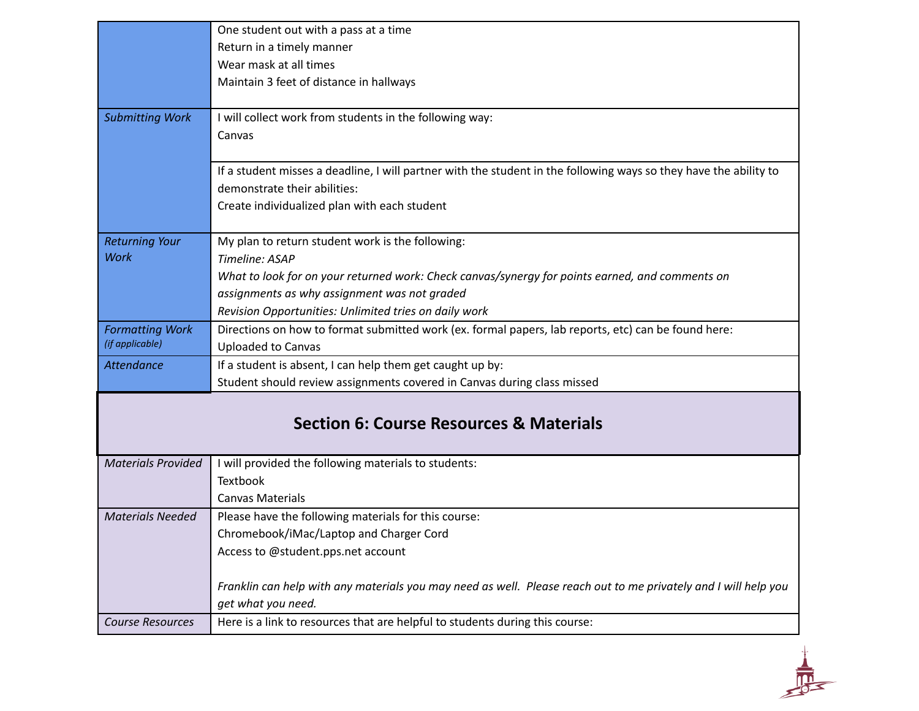| | |
|---|---|
| | One student out with a pass at a time<br>Return in a timely manner<br>Wear mask at all times<br>Maintain 3 feet of distance in hallways |
| *Submitting Work* | I will collect work from students in the following way:<br>Canvas |
| | If a student misses a deadline, I will partner with the student in the following ways so they have the ability to demonstrate their abilities:<br>Create individualized plan with each student |
| *Returning Your Work* | My plan to return student work is the following:<br>*Timeline: ASAP*<br>*What to look for on your returned work: Check canvas/synergy for points earned, and comments on assignments as why assignment was not graded*<br>*Revision Opportunities: Unlimited tries on daily work* |
| *Formatting Work* *(if applicable)* | Directions on how to format submitted work (ex. formal papers, lab reports, etc) can be found here:<br>Uploaded to Canvas |
| *Attendance* | If a student is absent, I can help them get caught up by:<br>Student should review assignments covered in Canvas during class missed |

## Section 6: Course Resources & Materials

| | |
|---|---|
| *Materials Provided* | I will provided the following materials to students:<br>Textbook<br>Canvas Materials |
| *Materials Needed* | Please have the following materials for this course:<br>Chromebook/iMac/Laptop and Charger Cord<br>Access to @student.pps.net account<br><br>*Franklin can help with any materials you may need as well. Please reach out to me privately and I will help you get what you need.* |
| *Course Resources* | Here is a link to resources that are helpful to students during this course: |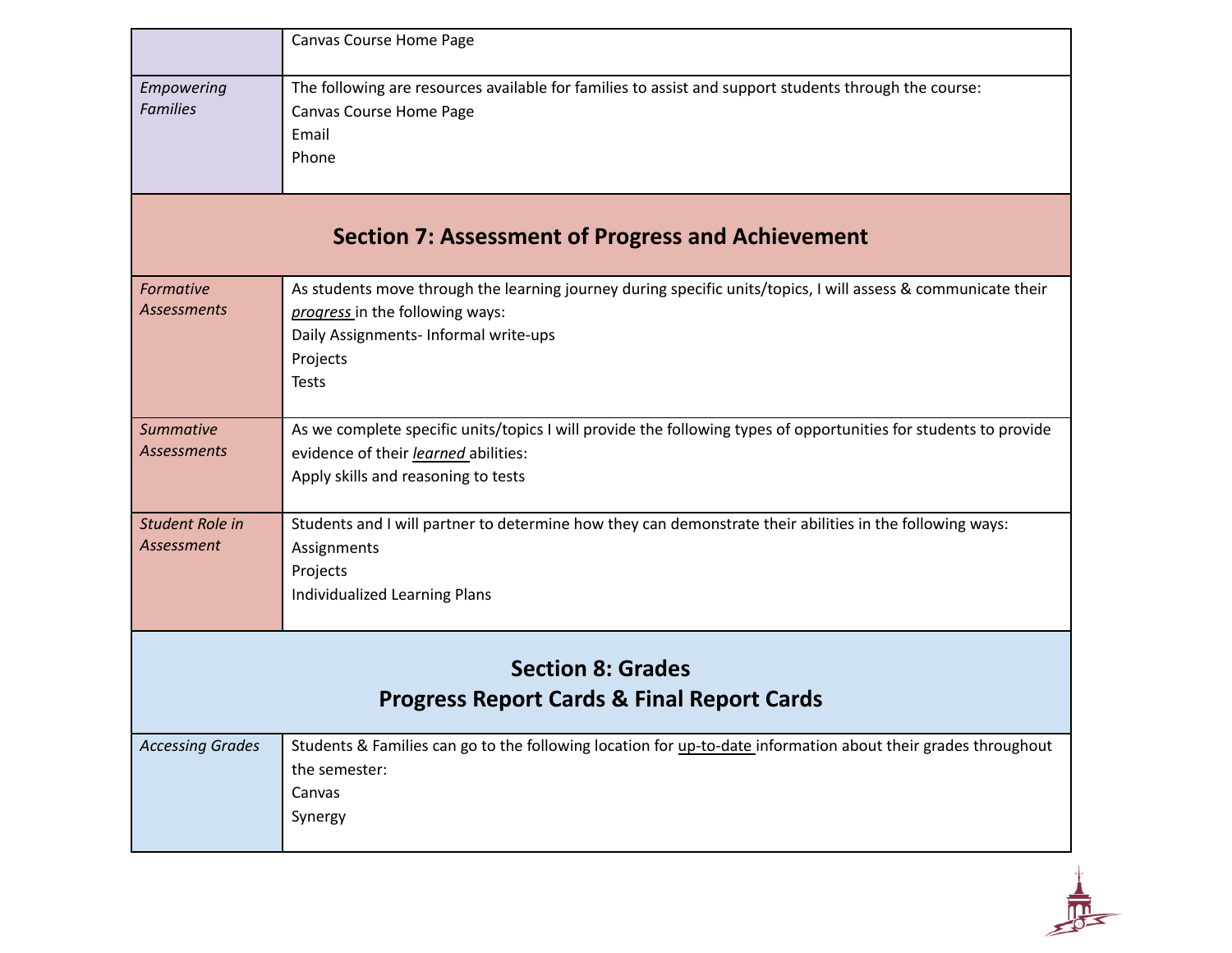| | |
|---|---|
| | Canvas Course Home Page |
| *Empowering Families* | The following are resources available for families to assist and support students through the course:<br>Canvas Course Home Page<br>Email<br>Phone |

## Section 7: Assessment of Progress and Achievement

| | |
|---|---|
| *Formative Assessments* | As students move through the learning journey during specific units/topics, I will assess & communicate their *progress* in the following ways:<br>Daily Assignments- Informal write-ups<br>Projects<br>Tests |
| *Summative Assessments* | As we complete specific units/topics I will provide the following types of opportunities for students to provide evidence of their *learned* abilities:<br>Apply skills and reasoning to tests |
| *Student Role in Assessment* | Students and I will partner to determine how they can demonstrate their abilities in the following ways:<br>Assignments<br>Projects<br>Individualized Learning Plans |

## Section 8: Grades
## Progress Report Cards & Final Report Cards

| | |
|---|---|
| *Accessing Grades* | Students & Families can go to the following location for up-to-date information about their grades throughout the semester:<br>Canvas<br>Synergy |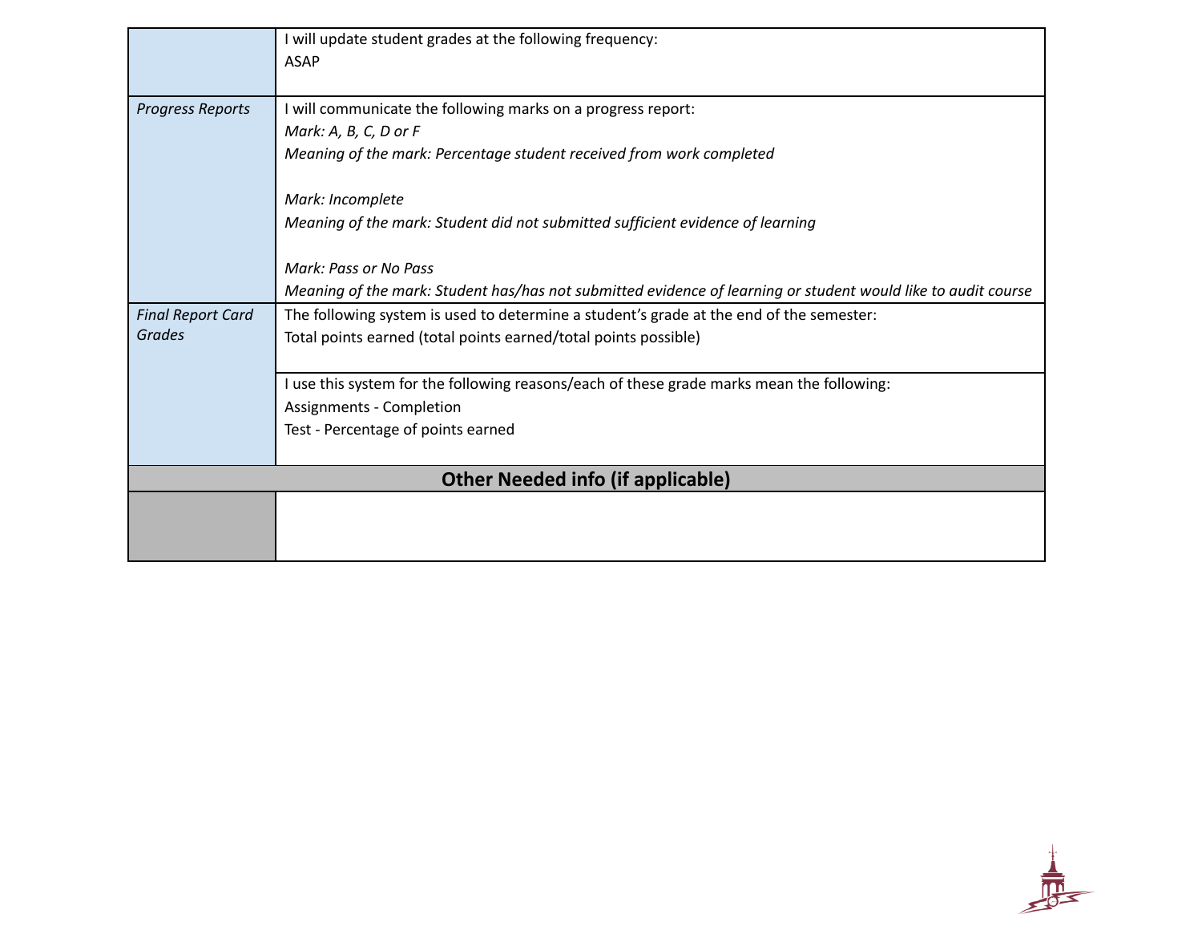| | |
|---|---|
| | I will update student grades at the following frequency:<br>ASAP |
| *Progress Reports* | I will communicate the following marks on a progress report:<br>*Mark: A, B, C, D or F*<br>*Meaning of the mark: Percentage student received from work completed*<br><br>*Mark: Incomplete*<br>*Meaning of the mark: Student did not submitted sufficient evidence of learning*<br><br>*Mark: Pass or No Pass*<br>*Meaning of the mark: Student has/has not submitted evidence of learning or student would like to audit course* |
| *Final Report Card Grades* | The following system is used to determine a student's grade at the end of the semester:<br>Total points earned (total points earned/total points possible) |
| | I use this system for the following reasons/each of these grade marks mean the following:<br>Assignments - Completion<br>Test - Percentage of points earned |
| **Other Needed info (if applicable)** | |
| | |